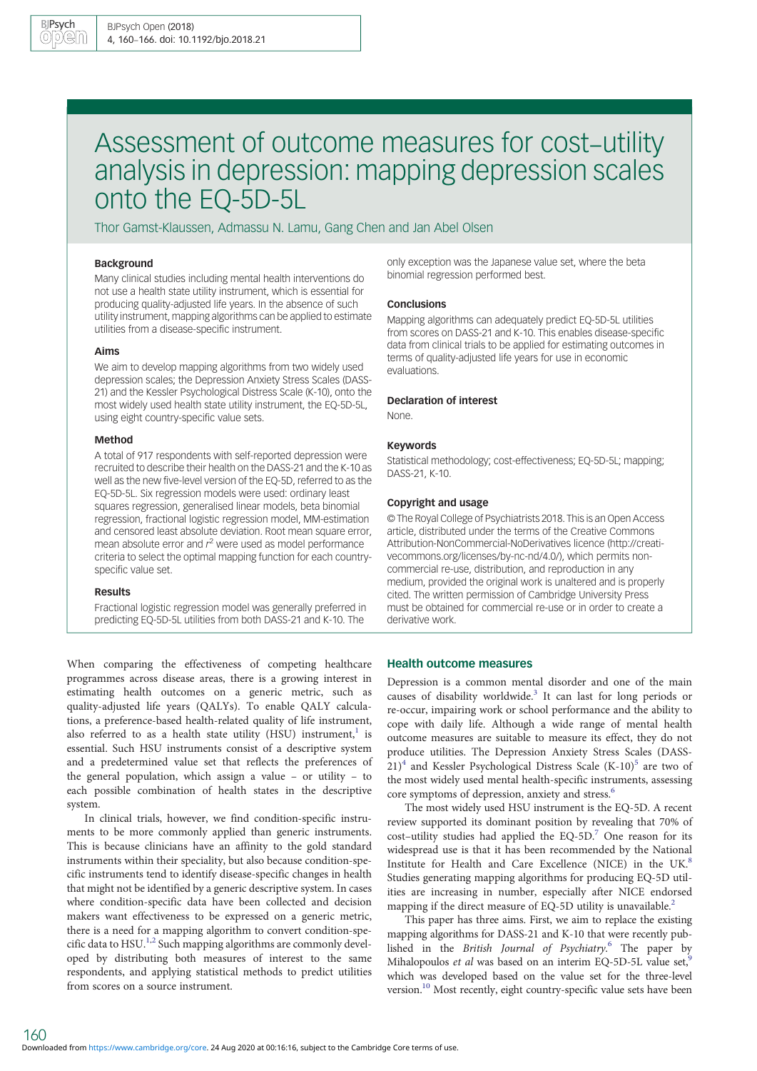# Assessment of outcome measures for cost–utility analysis in depression: mapping depression scales onto the EQ-5D-5L

Thor Gamst-Klaussen, Admassu N. Lamu, Gang Chen and Jan Abel Olsen

### Background

Many clinical studies including mental health interventions do not use a health state utility instrument, which is essential for producing quality-adjusted life years. In the absence of such utility instrument, mapping algorithms can be applied to estimate utilities from a disease-specific instrument.

### Aims

We aim to develop mapping algorithms from two widely used depression scales; the Depression Anxiety Stress Scales (DASS-21) and the Kessler Psychological Distress Scale (K-10), onto the most widely used health state utility instrument, the EQ-5D-5L, using eight country-specific value sets.

### Method

A total of 917 respondents with self-reported depression were recruited to describe their health on the DASS-21 and the K-10 as well as the new five-level version of the EQ-5D, referred to as the EQ-5D-5L. Six regression models were used: ordinary least squares regression, generalised linear models, beta binomial regression, fractional logistic regression model, MM-estimation and censored least absolute deviation. Root mean square error, mean absolute error and $r^2$ were used as model performance criteria to select the optimal mapping function for each country-specific value set.

### Results

Fractional logistic regression model was generally preferred in predicting EQ-5D-5L utilities from both DASS-21 and K-10. The only exception was the Japanese value set, where the beta binomial regression performed best.

### Conclusions

Mapping algorithms can adequately predict EQ-5D-5L utilities from scores on DASS-21 and K-10. This enables disease-specific data from clinical trials to be applied for estimating outcomes in terms of quality-adjusted life years for use in economic evaluations.

### Declaration of interest

None.

### Keywords

Statistical methodology; cost-effectiveness; EQ-5D-5L; mapping; DASS-21, K-10.

### Copyright and usage

© The Royal College of Psychiatrists 2018. This is an Open Access article, distributed under the terms of the Creative Commons Attribution-NonCommercial-NoDerivatives licence (http://creativecommons.org/licenses/by-nc-nd/4.0/), which permits non-commercial re-use, distribution, and reproduction in any medium, provided the original work is unaltered and is properly cited. The written permission of Cambridge University Press must be obtained for commercial re-use or in order to create a derivative work.

When comparing the effectiveness of competing healthcare programmes across disease areas, there is a growing interest in estimating health outcomes on a generic metric, such as quality-adjusted life years (QALYs). To enable QALY calculations, a preference-based health-related quality of life instrument, also referred to as a health state utility (HSU) instrument,[1] is essential. Such HSU instruments consist of a descriptive system and a predetermined value set that reflects the preferences of the general population, which assign a value – or utility – to each possible combination of health states in the descriptive system.

In clinical trials, however, we find condition-specific instruments to be more commonly applied than generic instruments. This is because clinicians have an affinity to the gold standard instruments within their speciality, but also because condition-specific instruments tend to identify disease-specific changes in health that might not be identified by a generic descriptive system. In cases where condition-specific data have been collected and decision makers want effectiveness to be expressed on a generic metric, there is a need for a mapping algorithm to convert condition-specific data to HSU.[1,2] Such mapping algorithms are commonly developed by distributing both measures of interest to the same respondents, and applying statistical methods to predict utilities from scores on a source instrument.

## Health outcome measures

Depression is a common mental disorder and one of the main causes of disability worldwide.[3] It can last for long periods or re-occur, impairing work or school performance and the ability to cope with daily life. Although a wide range of mental health outcome measures are suitable to measure its effect, they do not produce utilities. The Depression Anxiety Stress Scales (DASS-21)[4] and Kessler Psychological Distress Scale (K-10)[5] are two of the most widely used mental health-specific instruments, assessing core symptoms of depression, anxiety and stress.[6]

The most widely used HSU instrument is the EQ-5D. A recent review supported its dominant position by revealing that 70% of cost–utility studies had applied the EQ-5D.[7] One reason for its widespread use is that it has been recommended by the National Institute for Health and Care Excellence (NICE) in the UK.[8] Studies generating mapping algorithms for producing EQ-5D utilities are increasing in number, especially after NICE endorsed mapping if the direct measure of EQ-5D utility is unavailable.[2]

This paper has three aims. First, we aim to replace the existing mapping algorithms for DASS-21 and K-10 that were recently published in the *British Journal of Psychiatry*.[6] The paper by Mihalopoulos *et al* was based on an interim EQ-5D-5L value set,[9] which was developed based on the value set for the three-level version.[10] Most recently, eight country-specific value sets have been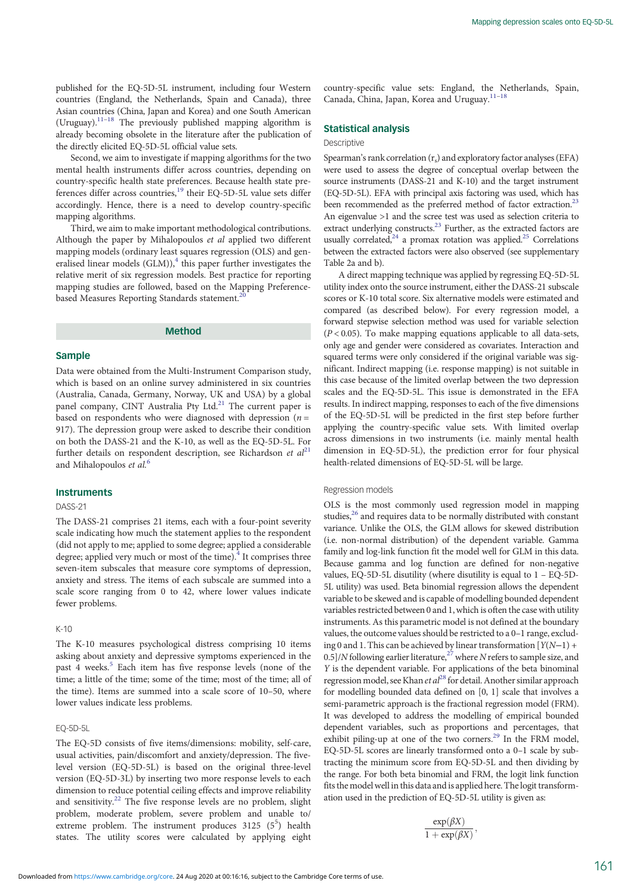published for the EQ-5D-5L instrument, including four Western countries (England, the Netherlands, Spain and Canada), three Asian countries (China, Japan and Korea) and one South American (Uruguay).[11–18] The previously published mapping algorithm is already becoming obsolete in the literature after the publication of the directly elicited EQ-5D-5L official value sets.

Second, we aim to investigate if mapping algorithms for the two mental health instruments differ across countries, depending on country-specific health state preferences. Because health state preferences differ across countries,[19] their EQ-5D-5L value sets differ accordingly. Hence, there is a need to develop country-specific mapping algorithms.

Third, we aim to make important methodological contributions. Although the paper by Mihalopoulos *et al* applied two different mapping models (ordinary least squares regression (OLS) and generalised linear models (GLM)),[4] this paper further investigates the relative merit of six regression models. Best practice for reporting mapping studies are followed, based on the Mapping Preference-based Measures Reporting Standards statement.[20]

## Method

### Sample

Data were obtained from the Multi-Instrument Comparison study, which is based on an online survey administered in six countries (Australia, Canada, Germany, Norway, UK and USA) by a global panel company, CINT Australia Pty Ltd.[21] The current paper is based on respondents who were diagnosed with depression ($n$ = 917). The depression group were asked to describe their condition on both the DASS-21 and the K-10, as well as the EQ-5D-5L. For further details on respondent description, see Richardson *et al*[21] and Mihalopoulos *et al.*[6]

### Instruments

#### DASS-21

The DASS-21 comprises 21 items, each with a four-point severity scale indicating how much the statement applies to the respondent (did not apply to me; applied to some degree; applied a considerable degree; applied very much or most of the time).[4] It comprises three seven-item subscales that measure core symptoms of depression, anxiety and stress. The items of each subscale are summed into a scale score ranging from 0 to 42, where lower values indicate fewer problems.

#### K-10

The K-10 measures psychological distress comprising 10 items asking about anxiety and depressive symptoms experienced in the past 4 weeks.[5] Each item has five response levels (none of the time; a little of the time; some of the time; most of the time; all of the time). Items are summed into a scale score of 10–50, where lower values indicate less problems.

#### EQ-5D-5L

The EQ-5D consists of five items/dimensions: mobility, self-care, usual activities, pain/discomfort and anxiety/depression. The five-level version (EQ-5D-5L) is based on the original three-level version (EQ-5D-3L) by inserting two more response levels to each dimension to reduce potential ceiling effects and improve reliability and sensitivity.[22] The five response levels are no problem, slight problem, moderate problem, severe problem and unable to/extreme problem. The instrument produces 3125 ($5^5$) health states. The utility scores were calculated by applying eight country-specific value sets: England, the Netherlands, Spain, Canada, China, Japan, Korea and Uruguay.[11–18]

### Statistical analysis

#### Descriptive

Spearman's rank correlation ($r_s$) and exploratory factor analyses (EFA) were used to assess the degree of conceptual overlap between the source instruments (DASS-21 and K-10) and the target instrument (EQ-5D-5L). EFA with principal axis factoring was used, which has been recommended as the preferred method of factor extraction.[23] An eigenvalue >1 and the scree test was used as selection criteria to extract underlying constructs.[23] Further, as the extracted factors are usually correlated,[24] a promax rotation was applied.[25] Correlations between the extracted factors were also observed (see supplementary Table 2a and b).

A direct mapping technique was applied by regressing EQ-5D-5L utility index onto the source instrument, either the DASS-21 subscale scores or K-10 total score. Six alternative models were estimated and compared (as described below). For every regression model, a forward stepwise selection method was used for variable selection ($P < 0.05$). To make mapping equations applicable to all data-sets, only age and gender were considered as covariates. Interaction and squared terms were only considered if the original variable was significant. Indirect mapping (i.e. response mapping) is not suitable in this case because of the limited overlap between the two depression scales and the EQ-5D-5L. This issue is demonstrated in the EFA results. In indirect mapping, responses to each of the five dimensions of the EQ-5D-5L will be predicted in the first step before further applying the country-specific value sets. With limited overlap across dimensions in two instruments (i.e. mainly mental health dimension in EQ-5D-5L), the prediction error for four physical health-related dimensions of EQ-5D-5L will be large.

#### Regression models

OLS is the most commonly used regression model in mapping studies,[26] and requires data to be normally distributed with constant variance. Unlike the OLS, the GLM allows for skewed distribution (i.e. non-normal distribution) of the dependent variable. Gamma family and log-link function fit the model well for GLM in this data. Because gamma and log function are defined for non-negative values, EQ-5D-5L disutility (where disutility is equal to 1 – EQ-5D-5L utility) was used. Beta binomial regression allows the dependent variable to be skewed and is capable of modelling bounded dependent variables restricted between 0 and 1, which is often the case with utility instruments. As this parametric model is not defined at the boundary values, the outcome values should be restricted to a 0–1 range, excluding 0 and 1. This can be achieved by linear transformation $[Y(N-1) + 0.5]/N$ following earlier literature,[27] where $N$ refers to sample size, and $Y$ is the dependent variable. For applications of the beta binomial regression model, see Khan *et al*[28] for detail. Another similar approach for modelling bounded data defined on [0, 1] scale that involves a semi-parametric approach is the fractional regression model (FRM). It was developed to address the modelling of empirical bounded dependent variables, such as proportions and percentages, that exhibit piling-up at one of the two corners.[29] In the FRM model, EQ-5D-5L scores are linearly transformed onto a 0–1 scale by subtracting the minimum score from EQ-5D-5L and then dividing by the range. For both beta binomial and FRM, the logit link function fits the model well in this data and is applied here. The logit transformation used in the prediction of EQ-5D-5L utility is given as:

$$\frac{\exp(\beta X)}{1 + \exp(\beta X)},$$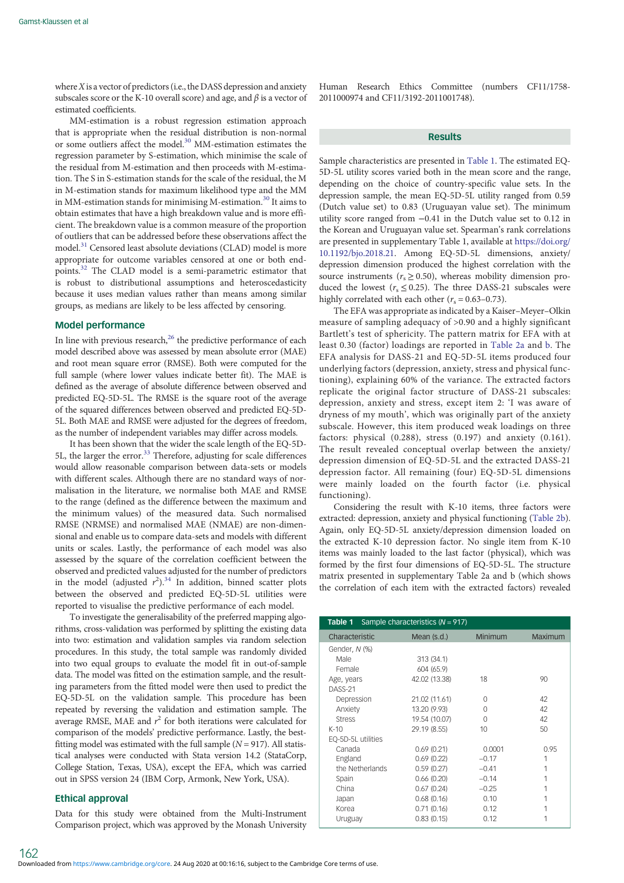where $X$ is a vector of predictors (i.e., the DASS depression and anxiety subscales score or the K-10 overall score) and age, and $\beta$ is a vector of estimated coefficients.

MM-estimation is a robust regression estimation approach that is appropriate when the residual distribution is non-normal or some outliers affect the model.[30] MM-estimation estimates the regression parameter by S-estimation, which minimise the scale of the residual from M-estimation and then proceeds with M-estimation. The S in S-estimation stands for the scale of the residual, the M in M-estimation stands for maximum likelihood type and the MM in MM-estimation stands for minimising M-estimation.[30] It aims to obtain estimates that have a high breakdown value and is more efficient. The breakdown value is a common measure of the proportion of outliers that can be addressed before these observations affect the model.[31] Censored least absolute deviations (CLAD) model is more appropriate for outcome variables censored at one or both endpoints.[32] The CLAD model is a semi-parametric estimator that is robust to distributional assumptions and heteroscedasticity because it uses median values rather than means among similar groups, as medians are likely to be less affected by censoring.

## Model performance

In line with previous research,[26] the predictive performance of each model described above was assessed by mean absolute error (MAE) and root mean square error (RMSE). Both were computed for the full sample (where lower values indicate better fit). The MAE is defined as the average of absolute difference between observed and predicted EQ-5D-5L. The RMSE is the square root of the average of the squared differences between observed and predicted EQ-5D-5L. Both MAE and RMSE were adjusted for the degrees of freedom, as the number of independent variables may differ across models.

It has been shown that the wider the scale length of the EQ-5D-5L, the larger the error.[33] Therefore, adjusting for scale differences would allow reasonable comparison between data-sets or models with different scales. Although there are no standard ways of normalisation in the literature, we normalise both MAE and RMSE to the range (defined as the difference between the maximum and the minimum values) of the measured data. Such normalised RMSE (NRMSE) and normalised MAE (NMAE) are non-dimensional and enable us to compare data-sets and models with different units or scales. Lastly, the performance of each model was also assessed by the square of the correlation coefficient between the observed and predicted values adjusted for the number of predictors in the model (adjusted $r^2$).[34] In addition, binned scatter plots between the observed and predicted EQ-5D-5L utilities were reported to visualise the predictive performance of each model.

To investigate the generalisability of the preferred mapping algorithms, cross-validation was performed by splitting the existing data into two: estimation and validation samples via random selection procedures. In this study, the total sample was randomly divided into two equal groups to evaluate the model fit in out-of-sample data. The model was fitted on the estimation sample, and the resulting parameters from the fitted model were then used to predict the EQ-5D-5L on the validation sample. This procedure has been repeated by reversing the validation and estimation sample. The average RMSE, MAE and $r^2$ for both iterations were calculated for comparison of the models' predictive performance. Lastly, the best-fitting model was estimated with the full sample ($N = 917$). All statistical analyses were conducted with Stata version 14.2 (StataCorp, College Station, Texas, USA), except the EFA, which was carried out in SPSS version 24 (IBM Corp, Armonk, New York, USA).

## Ethical approval

Data for this study were obtained from the Multi-Instrument Comparison project, which was approved by the Monash University Human Research Ethics Committee (numbers CF11/1758-2011000974 and CF11/3192-2011001748).

# Results

Sample characteristics are presented in Table 1. The estimated EQ-5D-5L utility scores varied both in the mean score and the range, depending on the choice of country-specific value sets. In the depression sample, the mean EQ-5D-5L utility ranged from 0.59 (Dutch value set) to 0.83 (Uruguayan value set). The minimum utility score ranged from −0.41 in the Dutch value set to 0.12 in the Korean and Uruguayan value set. Spearman's rank correlations are presented in supplementary Table 1, available at https://doi.org/10.1192/bjo.2018.21. Among EQ-5D-5L dimensions, anxiety/depression dimension produced the highest correlation with the source instruments ($r_s \geq 0.50$), whereas mobility dimension produced the lowest ($r_s \leq 0.25$). The three DASS-21 subscales were highly correlated with each other ($r_s = 0.63$–$0.73$).

The EFA was appropriate as indicated by a Kaiser–Meyer–Olkin measure of sampling adequacy of >0.90 and a highly significant Bartlett's test of sphericity. The pattern matrix for EFA with at least 0.30 (factor) loadings are reported in Table 2a and b. The EFA analysis for DASS-21 and EQ-5D-5L items produced four underlying factors (depression, anxiety, stress and physical functioning), explaining 60% of the variance. The extracted factors replicate the original factor structure of DASS-21 subscales: depression, anxiety and stress, except item 2: 'I was aware of dryness of my mouth', which was originally part of the anxiety subscale. However, this item produced weak loadings on three factors: physical (0.288), stress (0.197) and anxiety (0.161). The result revealed conceptual overlap between the anxiety/depression dimension of EQ-5D-5L and the extracted DASS-21 depression factor. All remaining (four) EQ-5D-5L dimensions were mainly loaded on the fourth factor (i.e. physical functioning).

Considering the result with K-10 items, three factors were extracted: depression, anxiety and physical functioning (Table 2b). Again, only EQ-5D-5L anxiety/depression dimension loaded on the extracted K-10 depression factor. No single item from K-10 items was mainly loaded to the last factor (physical), which was formed by the first four dimensions of EQ-5D-5L. The structure matrix presented in supplementary Table 2a and b (which shows the correlation of each item with the extracted factors) revealed

**Table 1** Sample characteristics ($N = 917$)

| Characteristic | Mean (s.d.) | Minimum | Maximum |
|---|---|---|---|
| Gender, $N$ (%) | | | |
| Male | 313 (34.1) | | |
| Female | 604 (65.9) | | |
| Age, years | 42.02 (13.38) | 18 | 90 |
| DASS-21 | | | |
| Depression | 21.02 (11.61) | 0 | 42 |
| Anxiety | 13.20 (9.93) | 0 | 42 |
| Stress | 19.54 (10.07) | 0 | 42 |
| K-10 | 29.19 (8.55) | 10 | 50 |
| EQ-5D-5L utilities | | | |
| Canada | 0.69 (0.21) | 0.0001 | 0.95 |
| England | 0.69 (0.22) | −0.17 | 1 |
| the Netherlands | 0.59 (0.27) | −0.41 | 1 |
| Spain | 0.66 (0.20) | −0.14 | 1 |
| China | 0.67 (0.24) | −0.25 | 1 |
| Japan | 0.68 (0.16) | 0.10 | 1 |
| Korea | 0.71 (0.16) | 0.12 | 1 |
| Uruguay | 0.83 (0.15) | 0.12 | 1 |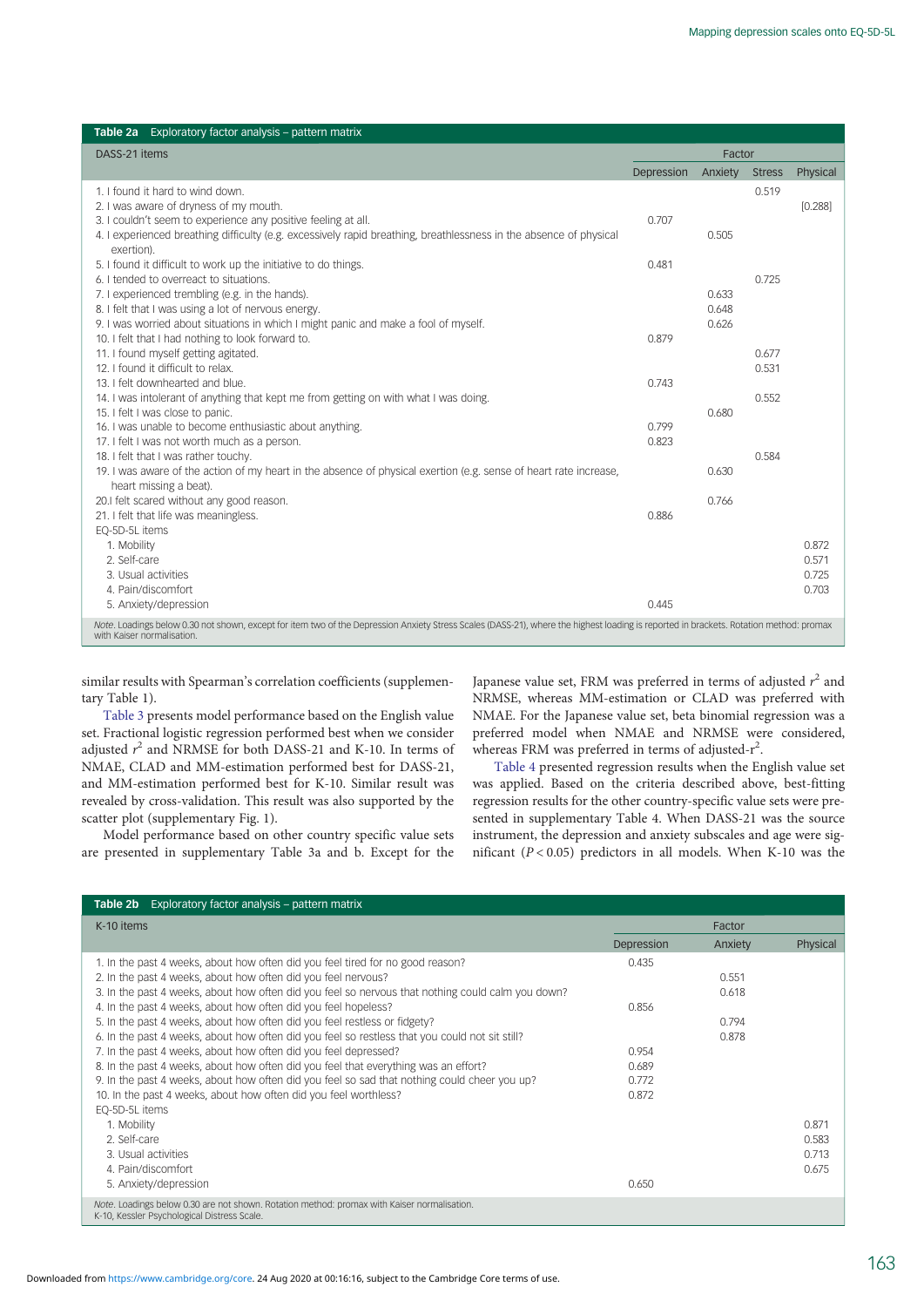**Table 2a** Exploratory factor analysis – pattern matrix

| DASS-21 items | Factor | | | |
|---|---|---|---|---|
| | Depression | Anxiety | Stress | Physical |
| 1. I found it hard to wind down. | | | 0.519 | |
| 2. I was aware of dryness of my mouth. | | | | [0.288] |
| 3. I couldn't seem to experience any positive feeling at all. | 0.707 | | | |
| 4. I experienced breathing difficulty (e.g. excessively rapid breathing, breathlessness in the absence of physical exertion). | | 0.505 | | |
| 5. I found it difficult to work up the initiative to do things. | 0.481 | | | |
| 6. I tended to overreact to situations. | | | 0.725 | |
| 7. I experienced trembling (e.g. in the hands). | | 0.633 | | |
| 8. I felt that I was using a lot of nervous energy. | | 0.648 | | |
| 9. I was worried about situations in which I might panic and make a fool of myself. | | 0.626 | | |
| 10. I felt that I had nothing to look forward to. | 0.879 | | | |
| 11. I found myself getting agitated. | | | 0.677 | |
| 12. I found it difficult to relax. | | | 0.531 | |
| 13. I felt downhearted and blue. | 0.743 | | | |
| 14. I was intolerant of anything that kept me from getting on with what I was doing. | | | 0.552 | |
| 15. I felt I was close to panic. | | 0.680 | | |
| 16. I was unable to become enthusiastic about anything. | 0.799 | | | |
| 17. I felt I was not worth much as a person. | 0.823 | | | |
| 18. I felt that I was rather touchy. | | | 0.584 | |
| 19. I was aware of the action of my heart in the absence of physical exertion (e.g. sense of heart rate increase, heart missing a beat). | | 0.630 | | |
| 20.I felt scared without any good reason. | | 0.766 | | |
| 21. I felt that life was meaningless. | 0.886 | | | |
| EQ-5D-5L items | | | | |
| 1. Mobility | | | | 0.872 |
| 2. Self-care | | | | 0.571 |
| 3. Usual activities | | | | 0.725 |
| 4. Pain/discomfort | | | | 0.703 |
| 5. Anxiety/depression | 0.445 | | | |

*Note*. Loadings below 0.30 not shown, except for item two of the Depression Anxiety Stress Scales (DASS-21), where the highest loading is reported in brackets. Rotation method: promax with Kaiser normalisation.

similar results with Spearman's correlation coefficients (supplementary Table 1).

Table 3 presents model performance based on the English value set. Fractional logistic regression performed best when we consider adjusted $r^2$ and NRMSE for both DASS-21 and K-10. In terms of NMAE, CLAD and MM-estimation performed best for DASS-21, and MM-estimation performed best for K-10. Similar result was revealed by cross-validation. This result was also supported by the scatter plot (supplementary Fig. 1).

Model performance based on other country specific value sets are presented in supplementary Table 3a and b. Except for the Japanese value set, FRM was preferred in terms of adjusted $r^2$ and NRMSE, whereas MM-estimation or CLAD was preferred with NMAE. For the Japanese value set, beta binomial regression was a preferred model when NMAE and NRMSE were considered, whereas FRM was preferred in terms of adjusted-$r^2$.

Table 4 presented regression results when the English value set was applied. Based on the criteria described above, best-fitting regression results for the other country-specific value sets were presented in supplementary Table 4. When DASS-21 was the source instrument, the depression and anxiety subscales and age were significant ($P < 0.05$) predictors in all models. When K-10 was the

**Table 2b** Exploratory factor analysis – pattern matrix

| K-10 items | Factor | | |
|---|---|---|---|
| | Depression | Anxiety | Physical |
| 1. In the past 4 weeks, about how often did you feel tired for no good reason? | 0.435 | | |
| 2. In the past 4 weeks, about how often did you feel nervous? | | 0.551 | |
| 3. In the past 4 weeks, about how often did you feel so nervous that nothing could calm you down? | | 0.618 | |
| 4. In the past 4 weeks, about how often did you feel hopeless? | 0.856 | | |
| 5. In the past 4 weeks, about how often did you feel restless or fidgety? | | 0.794 | |
| 6. In the past 4 weeks, about how often did you feel so restless that you could not sit still? | | 0.878 | |
| 7. In the past 4 weeks, about how often did you feel depressed? | 0.954 | | |
| 8. In the past 4 weeks, about how often did you feel that everything was an effort? | 0.689 | | |
| 9. In the past 4 weeks, about how often did you feel so sad that nothing could cheer you up? | 0.772 | | |
| 10. In the past 4 weeks, about how often did you feel worthless? | 0.872 | | |
| EQ-5D-5L items | | | |
| 1. Mobility | | | 0.871 |
| 2. Self-care | | | 0.583 |
| 3. Usual activities | | | 0.713 |
| 4. Pain/discomfort | | | 0.675 |
| 5. Anxiety/depression | 0.650 | | |

*Note*. Loadings below 0.30 are not shown. Rotation method: promax with Kaiser normalisation.
K-10, Kessler Psychological Distress Scale.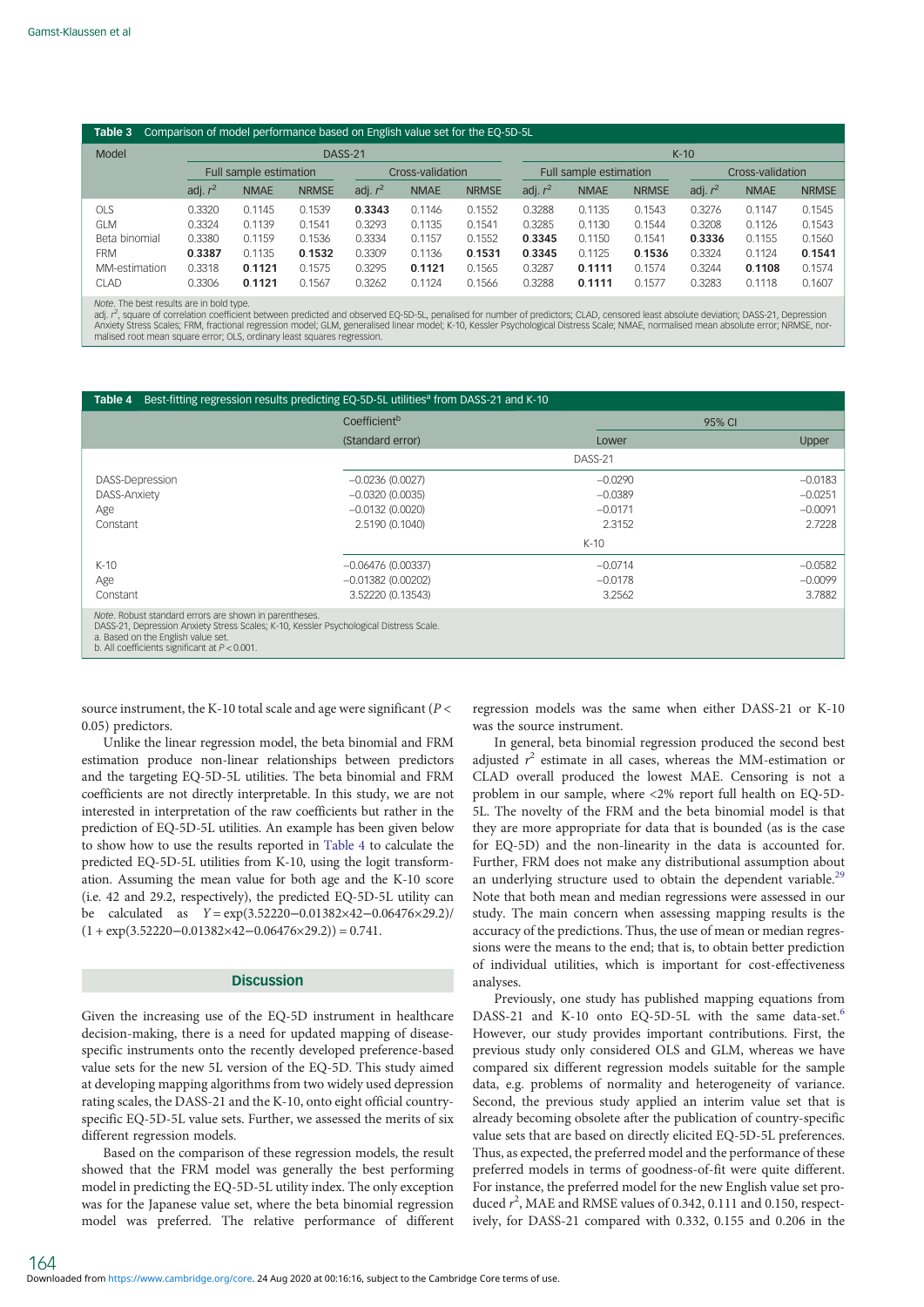**Table 3** Comparison of model performance based on English value set for the EQ-5D-5L

| Model | DASS-21 | | | | | | K-10 | | | | | |
|---|---|---|---|---|---|---|---|---|---|---|---|---|
| | Full sample estimation | | | Cross-validation | | | Full sample estimation | | | Cross-validation | | |
| | adj. $r^2$ | NMAE | NRMSE | adj. $r^2$ | NMAE | NRMSE | adj. $r^2$ | NMAE | NRMSE | adj. $r^2$ | NMAE | NRMSE |
| OLS | 0.3320 | 0.1145 | 0.1539 | **0.3343** | 0.1146 | 0.1552 | 0.3288 | 0.1135 | 0.1543 | 0.3276 | 0.1147 | 0.1545 |
| GLM | 0.3324 | 0.1139 | 0.1541 | 0.3293 | 0.1135 | 0.1541 | 0.3285 | 0.1130 | 0.1544 | 0.3208 | 0.1126 | 0.1543 |
| Beta binomial | 0.3380 | 0.1159 | 0.1536 | 0.3334 | 0.1157 | 0.1552 | **0.3345** | 0.1150 | 0.1541 | **0.3336** | 0.1155 | 0.1560 |
| FRM | **0.3387** | 0.1135 | **0.1532** | 0.3309 | 0.1136 | **0.1531** | **0.3345** | 0.1125 | **0.1536** | 0.3324 | 0.1124 | **0.1541** |
| MM-estimation | 0.3318 | **0.1121** | 0.1575 | 0.3295 | **0.1121** | 0.1565 | 0.3287 | **0.1111** | 0.1574 | 0.3244 | **0.1108** | 0.1574 |
| CLAD | 0.3306 | **0.1121** | 0.1567 | 0.3262 | 0.1124 | 0.1566 | 0.3288 | **0.1111** | 0.1577 | 0.3283 | 0.1118 | 0.1607 |

*Note.* The best results are in bold type.
adj. $r^2$, square of correlation coefficient between predicted and observed EQ-5D-5L, penalised for number of predictors; CLAD, censored least absolute deviation; DASS-21, Depression Anxiety Stress Scales; FRM, fractional regression model; GLM, generalised linear model; K-10, Kessler Psychological Distress Scale; NMAE, normalised mean absolute error; NRMSE, normalised root mean square error; OLS, ordinary least squares regression.

**Table 4** Best-fitting regression results predicting EQ-5D-5L utilities[a] from DASS-21 and K-10

| | Coefficient[b] (Standard error) | 95% CI Lower | 95% CI Upper |
|---|---|---|---|
| | DASS-21 | | |
| DASS-Depression | −0.0236 (0.0027) | −0.0290 | −0.0183 |
| DASS-Anxiety | −0.0320 (0.0035) | −0.0389 | −0.0251 |
| Age | −0.0132 (0.0020) | −0.0171 | −0.0091 |
| Constant | 2.5190 (0.1040) | 2.3152 | 2.7228 |
| | K-10 | | |
| K-10 | −0.06476 (0.00337) | −0.0714 | −0.0582 |
| Age | −0.01382 (0.00202) | −0.0178 | −0.0099 |
| Constant | 3.52220 (0.13543) | 3.2562 | 3.7882 |

*Note.* Robust standard errors are shown in parentheses.
DASS-21, Depression Anxiety Stress Scales; K-10, Kessler Psychological Distress Scale.
a. Based on the English value set.
b. All coefficients significant at $P < 0.001$.

source instrument, the K-10 total scale and age were significant ($P < 0.05$) predictors.

Unlike the linear regression model, the beta binomial and FRM estimation produce non-linear relationships between predictors and the targeting EQ-5D-5L utilities. The beta binomial and FRM coefficients are not directly interpretable. In this study, we are not interested in interpretation of the raw coefficients but rather in the prediction of EQ-5D-5L utilities. An example has been given below to show how to use the results reported in Table 4 to calculate the predicted EQ-5D-5L utilities from K-10, using the logit transformation. Assuming the mean value for both age and the K-10 score (i.e. 42 and 29.2, respectively), the predicted EQ-5D-5L utility can be calculated as $Y = \exp(3.52220 - 0.01382 \times 42 - 0.06476 \times 29.2) / (1 + \exp(3.52220 - 0.01382 \times 42 - 0.06476 \times 29.2)) = 0.741$.

## Discussion

Given the increasing use of the EQ-5D instrument in healthcare decision-making, there is a need for updated mapping of disease-specific instruments onto the recently developed preference-based value sets for the new 5L version of the EQ-5D. This study aimed at developing mapping algorithms from two widely used depression rating scales, the DASS-21 and the K-10, onto eight official country-specific EQ-5D-5L value sets. Further, we assessed the merits of six different regression models.

Based on the comparison of these regression models, the result showed that the FRM model was generally the best performing model in predicting the EQ-5D-5L utility index. The only exception was for the Japanese value set, where the beta binomial regression model was preferred. The relative performance of different regression models was the same when either DASS-21 or K-10 was the source instrument.

In general, beta binomial regression produced the second best adjusted $r^2$ estimate in all cases, whereas the MM-estimation or CLAD overall produced the lowest MAE. Censoring is not a problem in our sample, where <2% report full health on EQ-5D-5L. The novelty of the FRM and the beta binomial model is that they are more appropriate for data that is bounded (as is the case for EQ-5D) and the non-linearity in the data is accounted for. Further, FRM does not make any distributional assumption about an underlying structure used to obtain the dependent variable.[29] Note that both mean and median regressions were assessed in our study. The main concern when assessing mapping results is the accuracy of the predictions. Thus, the use of mean or median regressions were the means to the end; that is, to obtain better prediction of individual utilities, which is important for cost-effectiveness analyses.

Previously, one study has published mapping equations from DASS-21 and K-10 onto EQ-5D-5L with the same data-set.[6] However, our study provides important contributions. First, the previous study only considered OLS and GLM, whereas we have compared six different regression models suitable for the sample data, e.g. problems of normality and heterogeneity of variance. Second, the previous study applied an interim value set that is already becoming obsolete after the publication of country-specific value sets that are based on directly elicited EQ-5D-5L preferences. Thus, as expected, the preferred model and the performance of these preferred models in terms of goodness-of-fit were quite different. For instance, the preferred model for the new English value set produced $r^2$, MAE and RMSE values of 0.342, 0.111 and 0.150, respectively, for DASS-21 compared with 0.332, 0.155 and 0.206 in the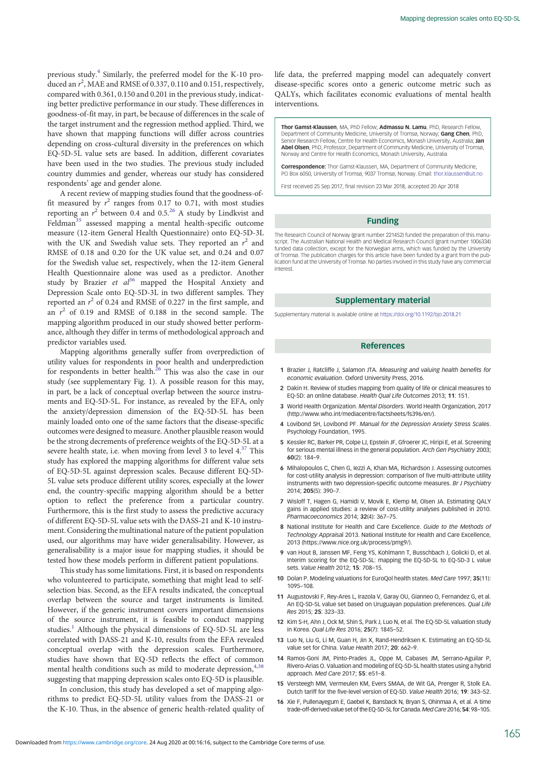previous study.[4] Similarly, the preferred model for the K-10 produced an $r^2$, MAE and RMSE of 0.337, 0.110 and 0.151, respectively, compared with 0.361, 0.150 and 0.201 in the previous study, indicating better predictive performance in our study. These differences in goodness-of-fit may, in part, be because of differences in the scale of the target instrument and the regression method applied. Third, we have shown that mapping functions will differ across countries depending on cross-cultural diversity in the preferences on which EQ-5D-5L value sets are based. In addition, different covariates have been used in the two studies. The previous study included country dummies and gender, whereas our study has considered respondents' age and gender alone.

A recent review of mapping studies found that the goodness-of-fit measured by $r^2$ ranges from 0.17 to 0.71, with most studies reporting an $r^2$ between 0.4 and 0.5.[26] A study by Lindkvist and Feldman[35] assessed mapping a mental health-specific outcome measure (12-item General Health Questionnaire) onto EQ-5D-3L with the UK and Swedish value sets. They reported an $r^2$ and RMSE of 0.18 and 0.20 for the UK value set, and 0.24 and 0.07 for the Swedish value set, respectively, when the 12-item General Health Questionnaire alone was used as a predictor. Another study by Brazier *et al*[36] mapped the Hospital Anxiety and Depression Scale onto EQ-5D-3L in two different samples. They reported an $r^2$ of 0.24 and RMSE of 0.227 in the first sample, and an $r^2$ of 0.19 and RMSE of 0.188 in the second sample. The mapping algorithm produced in our study showed better performance, although they differ in terms of methodological approach and predictor variables used.

Mapping algorithms generally suffer from overprediction of utility values for respondents in poor health and underprediction for respondents in better health.[26] This was also the case in our study (see supplementary Fig. 1). A possible reason for this may, in part, be a lack of conceptual overlap between the source instruments and EQ-5D-5L. For instance, as revealed by the EFA, only the anxiety/depression dimension of the EQ-5D-5L has been mainly loaded onto one of the same factors that the disease-specific outcomes were designed to measure. Another plausible reason would be the strong decrements of preference weights of the EQ-5D-5L at a severe health state, i.e. when moving from level 3 to level 4.[37] This study has explored the mapping algorithms for different value sets of EQ-5D-5L against depression scales. Because different EQ-5D-5L value sets produce different utility scores, especially at the lower end, the country-specific mapping algorithm should be a better option to reflect the preference from a particular country. Furthermore, this is the first study to assess the predictive accuracy of different EQ-5D-5L value sets with the DASS-21 and K-10 instrument. Considering the multinational nature of the patient population used, our algorithms may have wider generalisability. However, as generalisability is a major issue for mapping studies, it should be tested how these models perform in different patient populations.

This study has some limitations. First, it is based on respondents who volunteered to participate, something that might lead to self-selection bias. Second, as the EFA results indicated, the conceptual overlap between the source and target instruments is limited. However, if the generic instrument covers important dimensions of the source instrument, it is feasible to conduct mapping studies.[1] Although the physical dimensions of EQ-5D-5L are less correlated with DASS-21 and K-10, results from the EFA revealed conceptual overlap with the depression scales. Furthermore, studies have shown that EQ-5D reflects the effect of common mental health conditions such as mild to moderate depression,[4,38] suggesting that mapping depression scales onto EQ-5D is plausible.

In conclusion, this study has developed a set of mapping algorithms to predict EQ-5D-5L utility values from the DASS-21 or the K-10. Thus, in the absence of generic health-related quality of life data, the preferred mapping model can adequately convert disease-specific scores onto a generic outcome metric such as QALYs, which facilitates economic evaluations of mental health interventions.

**Thor Gamst-Klaussen**, MA, PhD Fellow; **Admassu N. Lamu**, PhD, Research Fellow, Department of Community Medicine, University of Tromsø, Norway; **Gang Chen**, PhD, Senior Research Fellow, Centre for Health Economics, Monash University, Australia; **Jan Abel Olsen**, PhD, Professor, Department of Community Medicine, University of Tromsø, Norway and Centre for Health Economics, Monash University, Australia

**Correspondence:** Thor Gamst-Klaussen, MA, Department of Community Medicine, PO Box 6050, University of Tromsø, 9037 Tromsø, Norway. Email: thor.klaussen@uit.no

First received 25 Sep 2017, final revision 23 Mar 2018, accepted 20 Apr 2018

## Funding

The Research Council of Norway (grant number 221452) funded the preparation of this manuscript. The Australian National Health and Medical Research Council (grant number 1006334) funded data collection, except for the Norwegian arms, which was funded by the University of Tromsø. The publication charges for this article have been funded by a grant from the publication fund at the University of Tromsø. No parties involved in this study have any commercial interest.

## Supplementary material

Supplementary material is available online at https://doi.org/10.1192/bjo.2018.21

## References

1. Brazier J, Ratcliffe J, Salamon JTA. *Measuring and valuing health benefits for economic evaluation*. Oxford University Press, 2016.
2. Dakin H. Review of studies mapping from quality of life or clinical measures to EQ-5D: an online database. *Health Qual Life Outcomes* 2013; **11**: 151.
3. World Health Organization. *Mental Disorders*. World Health Organization, 2017 (http://www.who.int/mediacentre/factsheets/fs396/en/).
4. Lovibond SH, Lovibond PF. *Manual for the Depression Anxiety Stress Scales*. Psychology Foundation, 1995.
5. Kessler RC, Barker PR, Colpe LJ, Epstein JF, Gfroerer JC, Hiripi E, et al. Screening for serious mental illness in the general population. *Arch Gen Psychiatry* 2003; **60**(2): 184–9.
6. Mihalopoulos C, Chen G, Iezzi A, Khan MA, Richardson J. Assessing outcomes for cost-utility analysis in depression: comparison of five multi-attribute utility instruments with two depression-specific outcome measures. *Br J Psychiatry* 2014; **205**(5): 390–7.
7. Wisloff T, Hagen G, Hamidi V, Movik E, Klemp M, Olsen JA. Estimating QALY gains in applied studies: a review of cost-utility analyses published in 2010. *Pharmacoeconomics* 2014; **32**(4): 367–75.
8. National Institute for Health and Care Excellence. *Guide to the Methods of Technology Appraisal 2013*. National Institute for Health and Care Excellence, 2013 (https://www.nice.org.uk/process/pmg9/).
9. van Hout B, Janssen MF, Feng YS, Kohlmann T, Busschbach J, Golicki D, et al. Interim scoring for the EQ-5D-5L: mapping the EQ-5D-5L to EQ-5D-3 L value sets. *Value Health* 2012; **15**: 708–15.
10. Dolan P. Modeling valuations for EuroQol health states. *Med Care* 1997; **35**(11): 1095–108.
11. Augustovski F, Rey-Ares L, Irazola V, Garay OU, Gianneo O, Fernandez G, et al. An EQ-5D-5L value set based on Uruguayan population preferences. *Qual Life Res* 2015; **25**: 323–33.
12. Kim S-H, Ahn J, Ock M, Shin S, Park J, Luo N, et al. The EQ-5D-5L valuation study in Korea. *Qual Life Res* 2016; **25**(7): 1845–52.
13. Luo N, Liu G, Li M, Guan H, Jin X, Rand-Hendriksen K. Estimating an EQ-5D-5L value set for China. *Value Health* 2017; **20**: 662–9.
14. Ramos-Goni JM, Pinto-Prades JL, Oppe M, Cabases JM, Serrano-Aguilar P, Rivero-Arias O. Valuation and modeling of EQ-5D-5L health states using a hybrid approach. *Med Care* 2017; **55**: e51–8.
15. Versteegh MM, Vermeulen KM, Evers SMAA, de Wit GA, Prenger R, Stolk EA. Dutch tariff for the five-level version of EQ-5D. *Value Health* 2016; **19**: 343–52.
16. Xie F, Pullenayegum E, Gaebel K, Bansback N, Bryan S, Ohinmaa A, et al. A time trade-off-derived value set of the EQ-5D-5L for Canada. *Med Care* 2016; **54**: 98–105.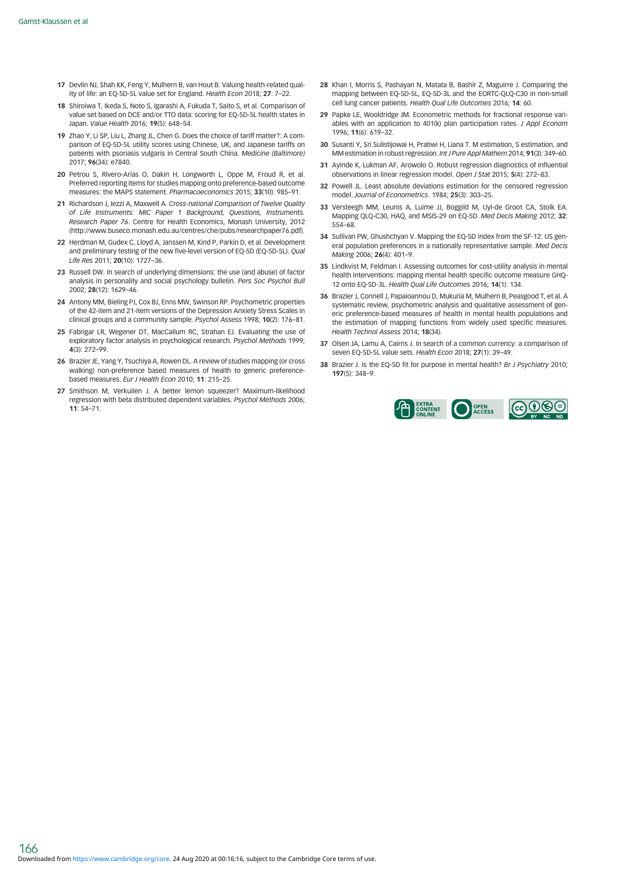17 Devlin NJ, Shah KK, Feng Y, Mulhern B, van Hout B. Valuing health-related quality of life: an EQ-5D-5L value set for England. *Health Econ* 2018; **27**: 7–22.

18 Shiroiwa T, Ikeda S, Noto S, Igarashi A, Fukuda T, Saito S, et al. Comparison of value set based on DCE and/or TTO data: scoring for EQ-5D-5L health states in Japan. *Value Health* 2016; **19**(5): 648–54.

19 Zhao Y, Li SP, Liu L, Zhang JL, Chen G. Does the choice of tariff matter?: A comparison of EQ-5D-5L utility scores using Chinese, UK, and Japanese tariffs on patients with psoriasis vulgaris in Central South China. *Medicine (Baltimore)* 2017; **96**(34): e7840.

20 Petrou S, Rivero-Arias O, Dakin H, Longworth L, Oppe M, Froud R, et al. Preferred reporting items for studies mapping onto preference-based outcome measures: the MAPS statement. *Pharmacoeconomics* 2015; **33**(10): 985–91.

21 Richardson J, Iezzi A, Maxwell A. *Cross-national Comparison of Twelve Quality of Life Instruments: MIC Paper 1 Background, Questions, Instruments. Research Paper 76*. Centre for Health Economics, Monash University, 2012 (http://www.buseco.monash.edu.au/centres/che/pubs/researchpaper76.pdf).

22 Herdman M, Gudex C, Lloyd A, Janssen M, Kind P, Parkin D, et al. Development and preliminary testing of the new five-level version of EQ-5D (EQ-5D-5L). *Qual Life Res* 2011; **20**(10): 1727–36.

23 Russell DW. In search of underlying dimensions: the use (and abuse) of factor analysis in personality and social psychology bulletin. *Pers Soc Psychol Bull* 2002; **28**(12): 1629–46.

24 Antony MM, Bieling PJ, Cox BJ, Enns MW, Swinson RP. Psychometric properties of the 42-item and 21-item versions of the Depression Anxiety Stress Scales in clinical groups and a community sample. *Psychol Assess* 1998; **10**(2): 176–81.

25 Fabrigar LR, Wegener DT, MacCallum RC, Strahan EJ. Evaluating the use of exploratory factor analysis in psychological research. *Psychol Methods* 1999; **4**(3): 272–99.

26 Brazier JE, Yang Y, Tsuchiya A, Rowen DL. A review of studies mapping (or cross walking) non-preference based measures of health to generic preference-based measures. *Eur J Health Econ* 2010; **11**: 215–25.

27 Smithson M, Verkuilen J. A better lemon squeezer? Maximum-likelihood regression with beta distributed dependent variables. *Psychol Methods* 2006; **11**: 54–71.

28 Khan I, Morris S, Pashayan N, Matata B, Bashir Z, Maguirre J. Comparing the mapping between EQ-5D-5L, EQ-5D-3L and the EORTC-QLQ-C30 in non-small cell lung cancer patients. *Health Qual Life Outcomes* 2016; **14**: 60.

29 Papke LE, Wooldridge JM. Econometric methods for fractional response variables with an application to 401(k) plan participation rates. *J Appl Econom* 1996; **11**(6): 619–32.

30 Susanti Y, Sri Sulistijowai H, Pratiwi H, Liana T. M estimation, S estimation, and MM estimation in robust regression. *Int J Pure Appl Mathem* 2014; **91**(3): 349–60.

31 Ayinde K, Lukman AF, Arowolo O. Robust regression diagnostics of influential observations in linear regression model. *Open J Stat* 2015; **5**(4): 272–83.

32 Powell JL. Least absolute deviations estimation for the censored regression model. *Journal of Econometrics*. 1984; **25**(3): 303–25.

33 Versteegh MM, Leunis A, Luime JJ, Boggild M, Uyl-de Groot CA, Stolk EA. Mapping QLQ-C30, HAQ, and MSIS-29 on EQ-5D. *Med Decis Making* 2012; **32**: 554–68.

34 Sullivan PW, Ghushchyan V. Mapping the EQ-5D index from the SF-12: US general population preferences in a nationally representative sample. *Med Decis Making* 2006; **26**(4): 401–9.

35 Lindkvist M, Feldman I. Assessing outcomes for cost-utility analysis in mental health interventions: mapping mental health specific outcome measure GHQ-12 onto EQ-5D-3L. *Health Qual Life Outcomes* 2016; **14**(1): 134.

36 Brazier J, Connell J, Papaioannou D, Mukuria M, Mulhern B, Peasgood T, et al. A systematic review, psychometric analysis and qualitative assessment of generic preference-based measures of health in mental health populations and the estimation of mapping functions from widely used specific measures. *Health Technol Assess* 2014; **18**(34).

37 Olsen JA, Lamu A, Cairns J. In search of a common currency: a comparison of seven EQ-5D-5L value sets. *Health Econ* 2018; **27**(1): 39–49.

38 Brazier J. Is the EQ-5D fit for purpose in mental health? *Br J Psychiatry* 2010; **197**(5): 348–9.

EXTRA CONTENT ONLINE

OPEN ACCESS

Downloaded from https://www.cambridge.org/core. 24 Aug 2020 at 00:16:16, subject to the Cambridge Core terms of use.